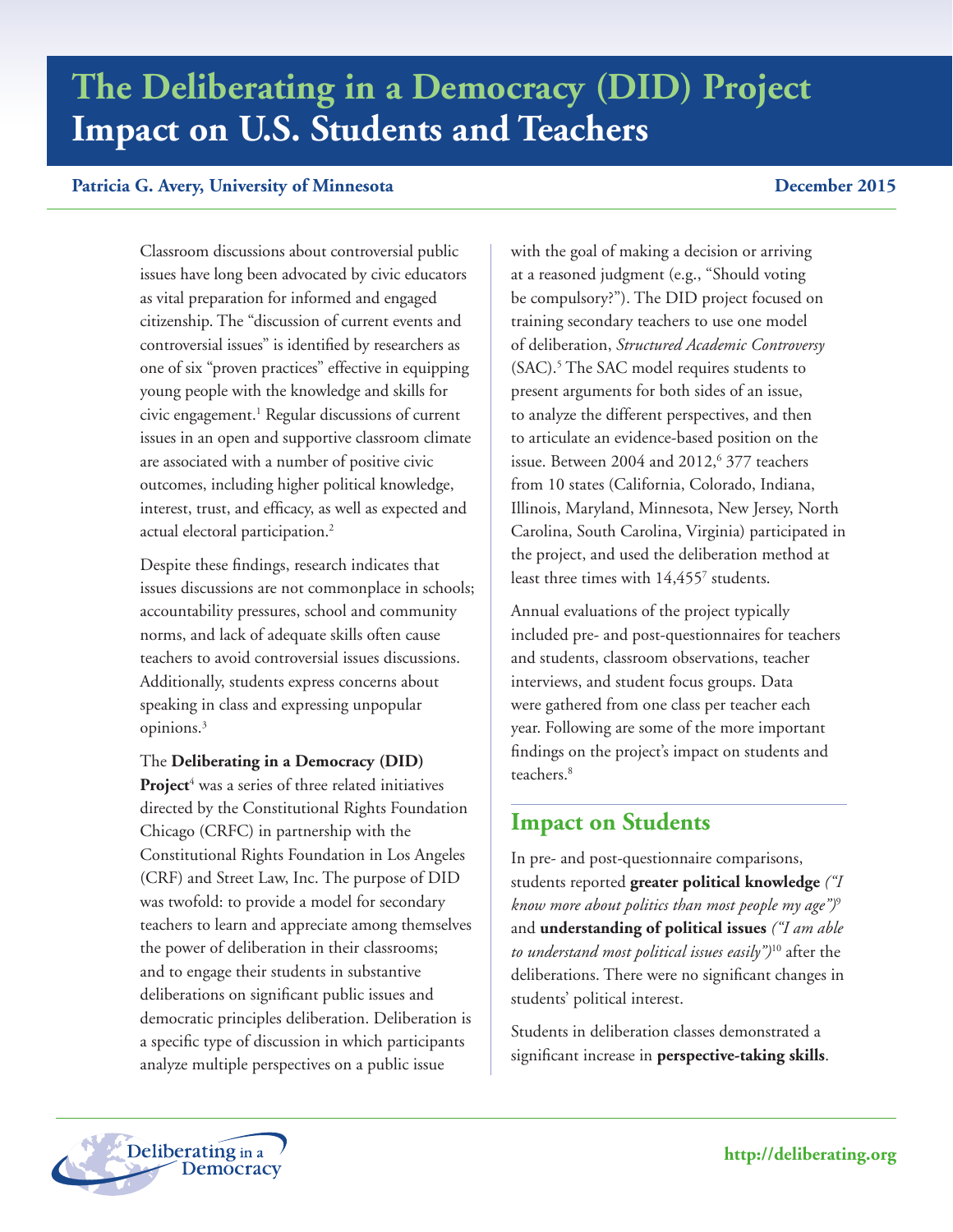# The Deliberating in a Democracy (DID) Project
# Impact on U.S. Students and Teachers

**Patricia G. Avery, University of Minnesota** **December 2015**

Classroom discussions about controversial public issues have long been advocated by civic educators as vital preparation for informed and engaged citizenship. The "discussion of current events and controversial issues" is identified by researchers as one of six "proven practices" effective in equipping young people with the knowledge and skills for civic engagement.[1] Regular discussions of current issues in an open and supportive classroom climate are associated with a number of positive civic outcomes, including higher political knowledge, interest, trust, and efficacy, as well as expected and actual electoral participation.[2]

Despite these findings, research indicates that issues discussions are not commonplace in schools; accountability pressures, school and community norms, and lack of adequate skills often cause teachers to avoid controversial issues discussions. Additionally, students express concerns about speaking in class and expressing unpopular opinions.[3]

The **Deliberating in a Democracy (DID) Project**[4] was a series of three related initiatives directed by the Constitutional Rights Foundation Chicago (CRFC) in partnership with the Constitutional Rights Foundation in Los Angeles (CRF) and Street Law, Inc. The purpose of DID was twofold: to provide a model for secondary teachers to learn and appreciate among themselves the power of deliberation in their classrooms; and to engage their students in substantive deliberations on significant public issues and democratic principles deliberation. Deliberation is a specific type of discussion in which participants analyze multiple perspectives on a public issue with the goal of making a decision or arriving at a reasoned judgment (e.g., "Should voting be compulsory?"). The DID project focused on training secondary teachers to use one model of deliberation, *Structured Academic Controversy* (SAC).[5] The SAC model requires students to present arguments for both sides of an issue, to analyze the different perspectives, and then to articulate an evidence-based position on the issue. Between 2004 and 2012,[6] 377 teachers from 10 states (California, Colorado, Indiana, Illinois, Maryland, Minnesota, New Jersey, North Carolina, South Carolina, Virginia) participated in the project, and used the deliberation method at least three times with 14,455[7] students.

Annual evaluations of the project typically included pre- and post-questionnaires for teachers and students, classroom observations, teacher interviews, and student focus groups. Data were gathered from one class per teacher each year. Following are some of the more important findings on the project's impact on students and teachers.[8]

## Impact on Students

In pre- and post-questionnaire comparisons, students reported **greater political knowledge** *("I know more about politics than most people my age")*[9] and **understanding of political issues** *("I am able to understand most political issues easily")*[10] after the deliberations. There were no significant changes in students' political interest.

Students in deliberation classes demonstrated a significant increase in **perspective-taking skills**.

http://deliberating.org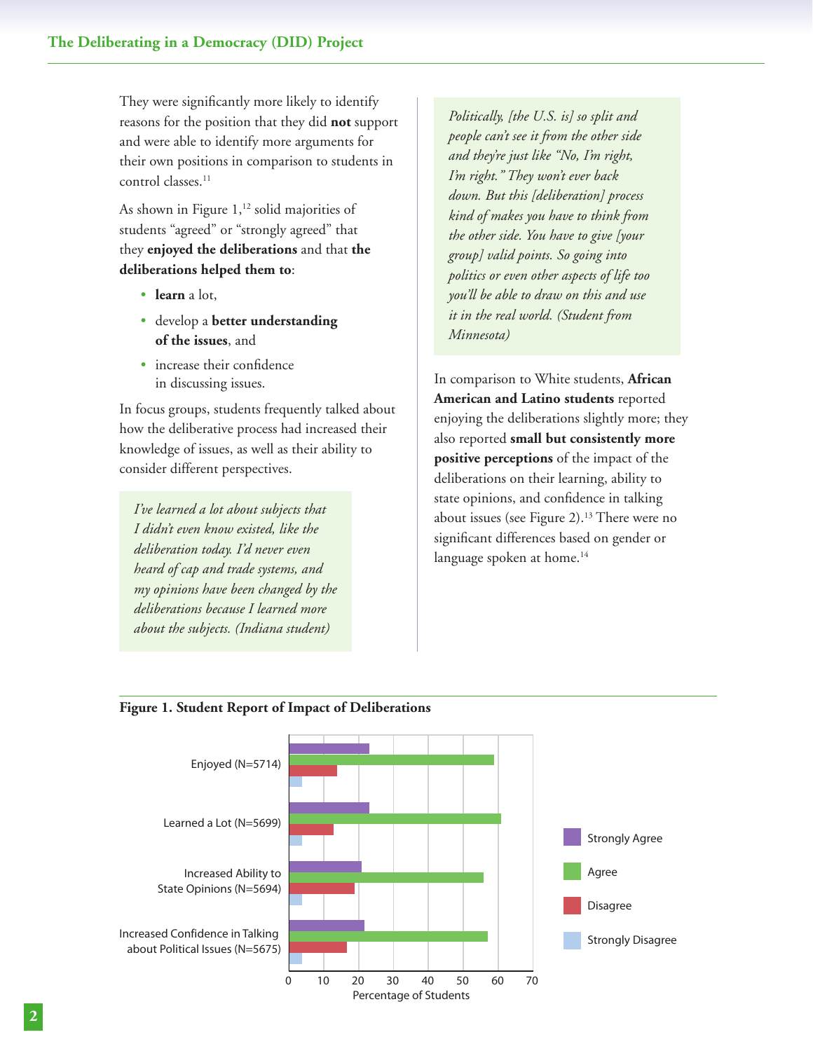They were significantly more likely to identify reasons for the position that they did **not** support and were able to identify more arguments for their own positions in comparison to students in control classes.[11]

As shown in Figure 1,[12] solid majorities of students "agreed" or "strongly agreed" that they **enjoyed the deliberations** and that **the deliberations helped them to**:

- **learn** a lot,
- develop a **better understanding of the issues**, and
- increase their confidence in discussing issues.

In focus groups, students frequently talked about how the deliberative process had increased their knowledge of issues, as well as their ability to consider different perspectives.

> *I've learned a lot about subjects that I didn't even know existed, like the deliberation today. I'd never even heard of cap and trade systems, and my opinions have been changed by the deliberations because I learned more about the subjects. (Indiana student)*

> *Politically, [the U.S. is] so split and people can't see it from the other side and they're just like "No, I'm right, I'm right." They won't ever back down. But this [deliberation] process kind of makes you have to think from the other side. You have to give [your group] valid points. So going into politics or even other aspects of life too you'll be able to draw on this and use it in the real world. (Student from Minnesota)*

In comparison to White students, **African American and Latino students** reported enjoying the deliberations slightly more; they also reported **small but consistently more positive perceptions** of the impact of the deliberations on their learning, ability to state opinions, and confidence in talking about issues (see Figure 2).[13] There were no significant differences based on gender or language spoken at home.[14]

**Figure 1. Student Report of Impact of Deliberations**

| | Strongly Agree | Agree | Disagree | Strongly Disagree |
|---|---|---|---|---|
| Enjoyed (N=5714) | ~23 | ~59 | ~14 | ~4 |
| Learned a Lot (N=5699) | ~23 | ~61 | ~13 | ~4 |
| Increased Ability to State Opinions (N=5694) | ~21 | ~56 | ~19 | ~4 |
| Increased Confidence in Talking about Political Issues (N=5675) | ~22 | ~57 | ~17 | ~4 |

Percentage of Students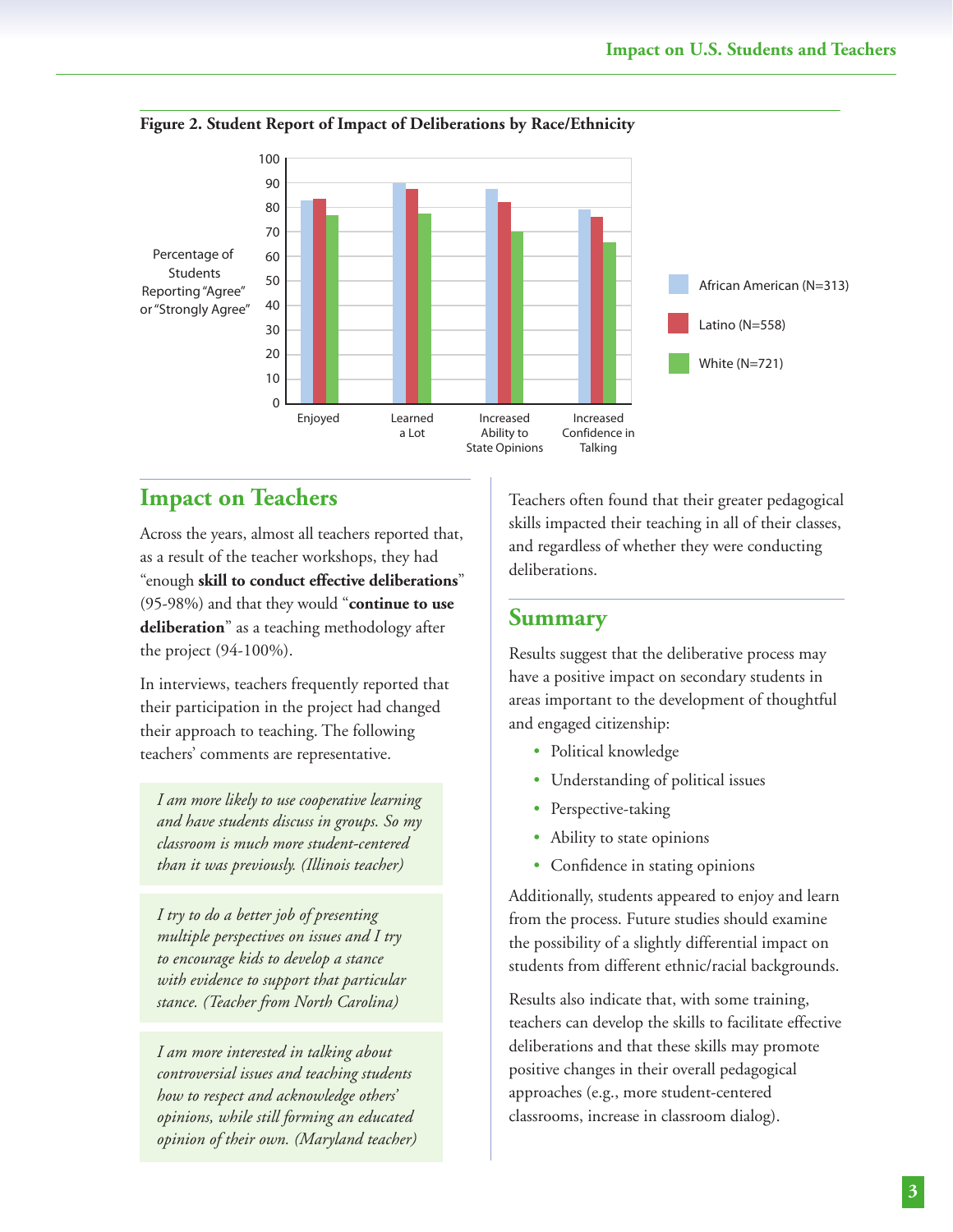**Figure 2. Student Report of Impact of Deliberations by Race/Ethnicity**

## Impact on Teachers

Across the years, almost all teachers reported that, as a result of the teacher workshops, they had "enough **skill to conduct effective deliberations**" (95-98%) and that they would "**continue to use deliberation**" as a teaching methodology after the project (94-100%).

In interviews, teachers frequently reported that their participation in the project had changed their approach to teaching. The following teachers' comments are representative.

> *I am more likely to use cooperative learning and have students discuss in groups. So my classroom is much more student-centered than it was previously. (Illinois teacher)*

> *I try to do a better job of presenting multiple perspectives on issues and I try to encourage kids to develop a stance with evidence to support that particular stance. (Teacher from North Carolina)*

> *I am more interested in talking about controversial issues and teaching students how to respect and acknowledge others' opinions, while still forming an educated opinion of their own. (Maryland teacher)*

Teachers often found that their greater pedagogical skills impacted their teaching in all of their classes, and regardless of whether they were conducting deliberations.

## Summary

Results suggest that the deliberative process may have a positive impact on secondary students in areas important to the development of thoughtful and engaged citizenship:

- Political knowledge
- Understanding of political issues
- Perspective-taking
- Ability to state opinions
- Confidence in stating opinions

Additionally, students appeared to enjoy and learn from the process. Future studies should examine the possibility of a slightly differential impact on students from different ethnic/racial backgrounds.

Results also indicate that, with some training, teachers can develop the skills to facilitate effective deliberations and that these skills may promote positive changes in their overall pedagogical approaches (e.g., more student-centered classrooms, increase in classroom dialog).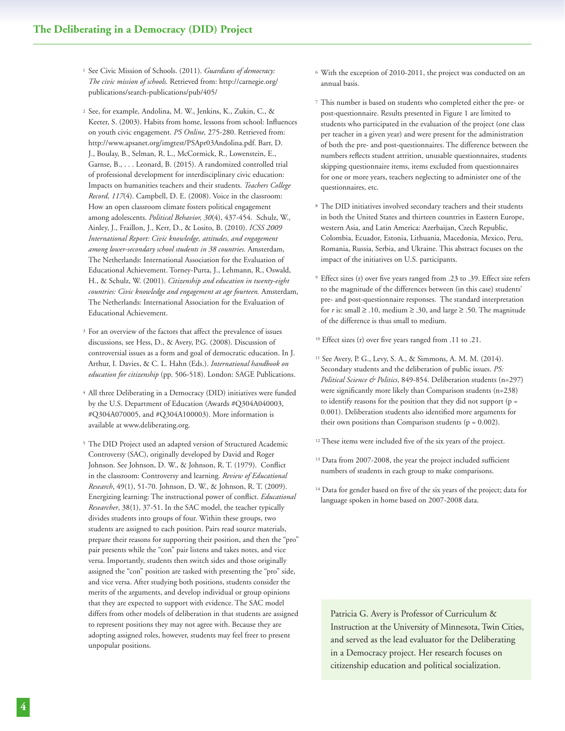1 See Civic Mission of Schools. (2011). *Guardians of democracy: The civic mission of schools.* Retrieved from: http://carnegie.org/publications/search-publications/pub/405/

2 See, for example, Andolina, M. W., Jenkins, K., Zukin, C., & Keeter, S. (2003). Habits from home, lessons from school: Influences on youth civic engagement. *PS Online,* 275-280. Retrieved from: http://www.apsanet.org/imgtest/PSApr03Andolina.pdf. Barr, D. J., Boulay, B., Selman, R. L., McCormick, R., Lowenstein, E., Garnse, B., . . . Leonard, B. (2015). A randomized controlled trial of professional development for interdisciplinary civic education: Impacts on humanities teachers and their students. *Teachers College Record, 117*(4). Campbell, D. E. (2008). Voice in the classroom: How an open classroom climate fosters political engagement among adolescents. *Political Behavior, 30*(4), 437-454. Schulz, W., Ainley, J., Fraillon, J., Kerr, D., & Losito, B. (2010). *ICSS 2009 International Report: Civic knowledge, attitudes, and engagement among lower-secondary school students in 38 countries.* Amsterdam, The Netherlands: International Association for the Evaluation of Educational Achievement. Torney-Purta, J., Lehmann, R., Oswald, H., & Schulz, W. (2001). *Citizenship and education in twenty-eight countries: Civic knowledge and engagement at age fourteen.* Amsterdam, The Netherlands: International Association for the Evaluation of Educational Achievement.

3 For an overview of the factors that affect the prevalence of issues discussions, see Hess, D., & Avery, P.G. (2008). Discussion of controversial issues as a form and goal of democratic education. In J. Arthur, I. Davies, & C. L. Hahn (Eds.). *International handbook on education for citizenship* (pp. 506-518). London: SAGE Publications.

4 All three Deliberating in a Democracy (DID) initiatives were funded by the U.S. Department of Education (Awards #Q304A040003, #Q304A070005, and #Q304A100003). More information is available at www.deliberating.org.

5 The DID Project used an adapted version of Structured Academic Controversy (SAC), originally developed by David and Roger Johnson. See Johnson, D. W., & Johnson, R. T. (1979). Conflict in the classroom: Controversy and learning. *Review of Educational Research*, 49(1), 51-70. Johnson, D. W., & Johnson, R. T. (2009). Energizing learning: The instructional power of conflict. *Educational Researcher*, 38(1), 37-51. In the SAC model, the teacher typically divides students into groups of four. Within these groups, two students are assigned to each position. Pairs read source materials, prepare their reasons for supporting their position, and then the "pro" pair presents while the "con" pair listens and takes notes, and vice versa. Importantly, students then switch sides and those originally assigned the "con" position are tasked with presenting the "pro" side, and vice versa. After studying both positions, students consider the merits of the arguments, and develop individual or group opinions that they are expected to support with evidence. The SAC model differs from other models of deliberation in that students are assigned to represent positions they may not agree with. Because they are adopting assigned roles, however, students may feel freer to present unpopular positions.

6 With the exception of 2010-2011, the project was conducted on an annual basis.

7 This number is based on students who completed either the pre- or post-questionnaire. Results presented in Figure 1 are limited to students who participated in the evaluation of the project (one class per teacher in a given year) and were present for the administration of both the pre- and post-questionnaires. The difference between the numbers reflects student attrition, unusable questionnaires, students skipping questionnaire items, items excluded from questionnaires for one or more years, teachers neglecting to administer one of the questionnaires, etc.

8 The DID initiatives involved secondary teachers and their students in both the United States and thirteen countries in Eastern Europe, western Asia, and Latin America: Azerbaijan, Czech Republic, Colombia, Ecuador, Estonia, Lithuania, Macedonia, Mexico, Peru, Romania, Russia, Serbia, and Ukraine. This abstract focuses on the impact of the initiatives on U.S. participants.

9 Effect sizes (r) over five years ranged from .23 to .39. Effect size refers to the magnitude of the differences between (in this case) students' pre- and post-questionnaire responses. The standard interpretation for *r* is: small ≥ .10, medium ≥ .30, and large ≥ .50. The magnitude of the difference is thus small to medium.

10 Effect sizes (r) over five years ranged from .11 to .21.

11 See Avery, P. G., Levy, S. A., & Simmons, A. M. M. (2014). Secondary students and the deliberation of public issues. *PS: Political Science & Politics*, 849-854. Deliberation students (n=297) were significantly more likely than Comparison students (n=238) to identify reasons for the position that they did not support (p = 0.001). Deliberation students also identified more arguments for their own positions than Comparison students (p = 0.002).

12 These items were included five of the six years of the project.

13 Data from 2007-2008, the year the project included sufficient numbers of students in each group to make comparisons.

14 Data for gender based on five of the six years of the project; data for language spoken in home based on 2007-2008 data.

Patricia G. Avery is Professor of Curriculum & Instruction at the University of Minnesota, Twin Cities, and served as the lead evaluator for the Deliberating in a Democracy project. Her research focuses on citizenship education and political socialization.